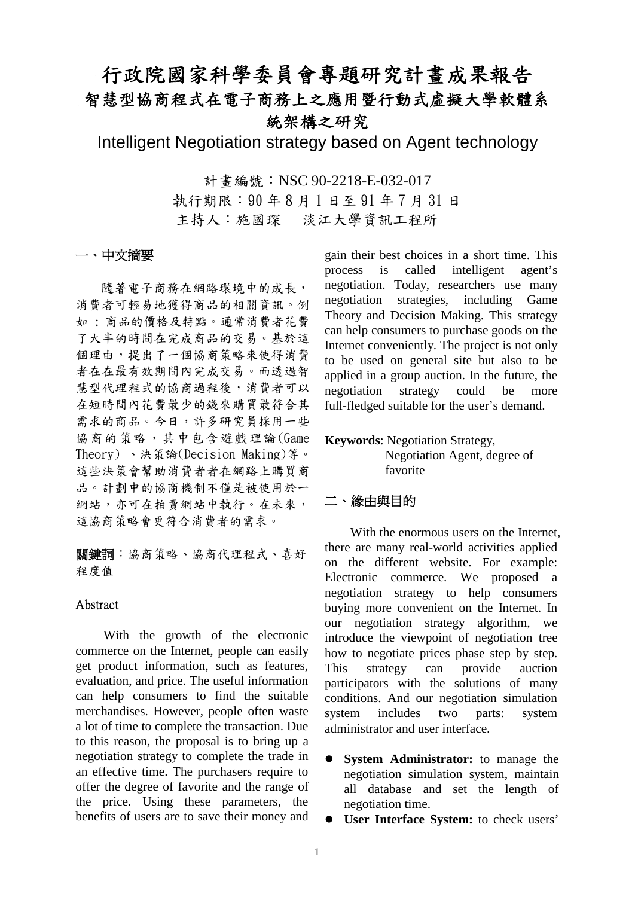# 行政院國家科學委員會專題研究計畫成果報告

## 智慧型協商程式在電子商務上之應用暨行動式虛擬大學軟體系統架構之研究

## Intelligent Negotiation strategy based on Agent technology

計畫編號：NSC 90-2218-E-032-017

執行期限：90 年 8 月 1 日至 91 年 7 月 31 日

主持人：施國琛　淡江大學資訊工程所

## 一、中文摘要

隨著電子商務在網路環境中的成長，消費者可輕易地獲得商品的相關資訊。例如：商品的價格及特點。通常消費者花費了大半的時間在完成商品的交易。基於這個理由，提出了一個協商策略來使得消費者在在最有效期間內完成交易。而透過智慧型代理程式的協商過程後，消費者可以在短時間內花費最少的錢來購買最符合其需求的商品。今日，許多研究員採用一些協商的策略，其中包含遊戲理論(Game Theory)、決策論(Decision Making)等。這些決策會幫助消費者者在網路上購買商品。計劃中的協商機制不僅是被使用於一網站，亦可在拍賣網站中執行。在未來，這協商策略會更符合消費者的需求。

**關鍵詞**：協商策略、協商代理程式、喜好程度值

## Abstract

With the growth of the electronic commerce on the Internet, people can easily get product information, such as features, evaluation, and price. The useful information can help consumers to find the suitable merchandises. However, people often waste a lot of time to complete the transaction. Due to this reason, the proposal is to bring up a negotiation strategy to complete the trade in an effective time. The purchasers require to offer the degree of favorite and the range of the price. Using these parameters, the benefits of users are to save their money and gain their best choices in a short time. This process is called intelligent agent's negotiation. Today, researchers use many negotiation strategies, including Game Theory and Decision Making. This strategy can help consumers to purchase goods on the Internet conveniently. The project is not only to be used on general site but also to be applied in a group auction. In the future, the negotiation strategy could be more full-fledged suitable for the user's demand.

**Keywords**: Negotiation Strategy, Negotiation Agent, degree of favorite

## 二、緣由與目的

With the enormous users on the Internet, there are many real-world activities applied on the different website. For example: Electronic commerce. We proposed a negotiation strategy to help consumers buying more convenient on the Internet. In our negotiation strategy algorithm, we introduce the viewpoint of negotiation tree how to negotiate prices phase step by step. This strategy can provide auction participators with the solutions of many conditions. And our negotiation simulation system includes two parts: system administrator and user interface.

- **System Administrator:** to manage the negotiation simulation system, maintain all database and set the length of negotiation time.
- **User Interface System:** to check users'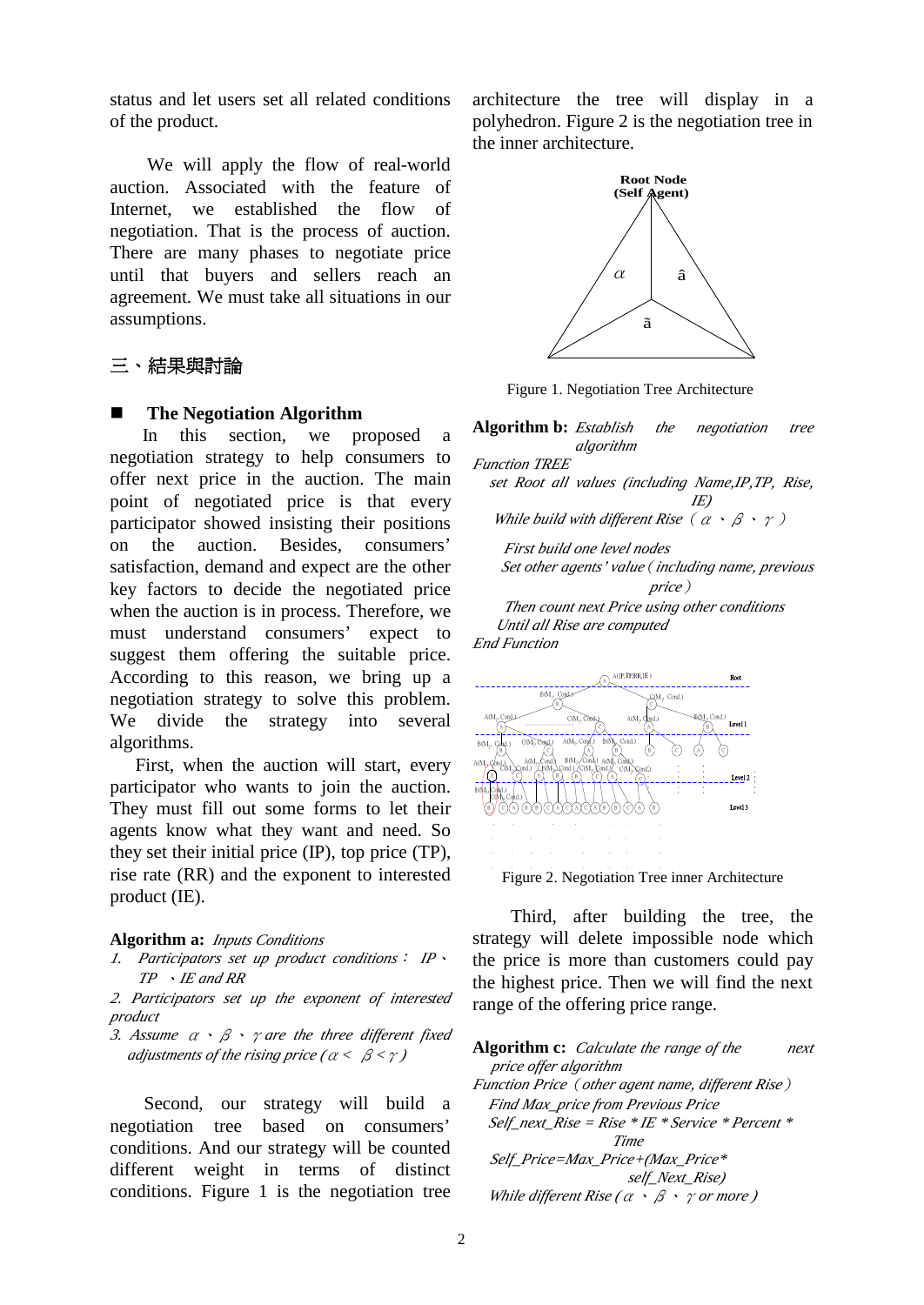status and let users set all related conditions of the product.

We will apply the flow of real-world auction. Associated with the feature of Internet, we established the flow of negotiation. That is the process of auction. There are many phases to negotiate price until that buyers and sellers reach an agreement. We must take all situations in our assumptions.

## 三、結果與討論

### The Negotiation Algorithm

In this section, we proposed a negotiation strategy to help consumers to offer next price in the auction. The main point of negotiated price is that every participator showed insisting their positions on the auction. Besides, consumers' satisfaction, demand and expect are the other key factors to decide the negotiated price when the auction is in process. Therefore, we must understand consumers' expect to suggest them offering the suitable price. According to this reason, we bring up a negotiation strategy to solve this problem. We divide the strategy into several algorithms.

First, when the auction will start, every participator who wants to join the auction. They must fill out some forms to let their agents know what they want and need. So they set their initial price (IP), top price (TP), rise rate (RR) and the exponent to interested product (IE).

**Algorithm a:** *Inputs Conditions*

1. *Participators set up product conditions： IP、TP 、IE and RR*
2. *Participators set up the exponent of interested product*
3. *Assume α、β、γ are the three different fixed adjustments of the rising price (α < β < γ )*

Second, our strategy will build a negotiation tree based on consumers' conditions. And our strategy will be counted different weight in terms of distinct conditions. Figure 1 is the negotiation tree architecture the tree will display in a polyhedron. Figure 2 is the negotiation tree in the inner architecture.

Figure 1. Negotiation Tree Architecture

**Algorithm b:** *Establish the negotiation tree algorithm*

*Function TREE*
*set Root all values (including Name,IP,TP, Rise, IE)*
*While build with different Rise（α、β、γ）*
*First build one level nodes*
*Set other agents' value ( including name, previous price）*
*Then count next Price using other conditions*
*Until all Rise are computed*
*End Function*

Figure 2. Negotiation Tree inner Architecture

Third, after building the tree, the strategy will delete impossible node which the price is more than customers could pay the highest price. Then we will find the next range of the offering price range.

**Algorithm c:** *Calculate the range of the next price offer algorithm*

*Function Price（other agent name, different Rise）*
*Find Max_price from Previous Price*
*Self_next_Rise = Rise * IE * Service * Percent * Time*
*Self_Price=Max_Price+(Max_Price* self_Next_Rise)*
*While different Rise (α、β、γ or more )*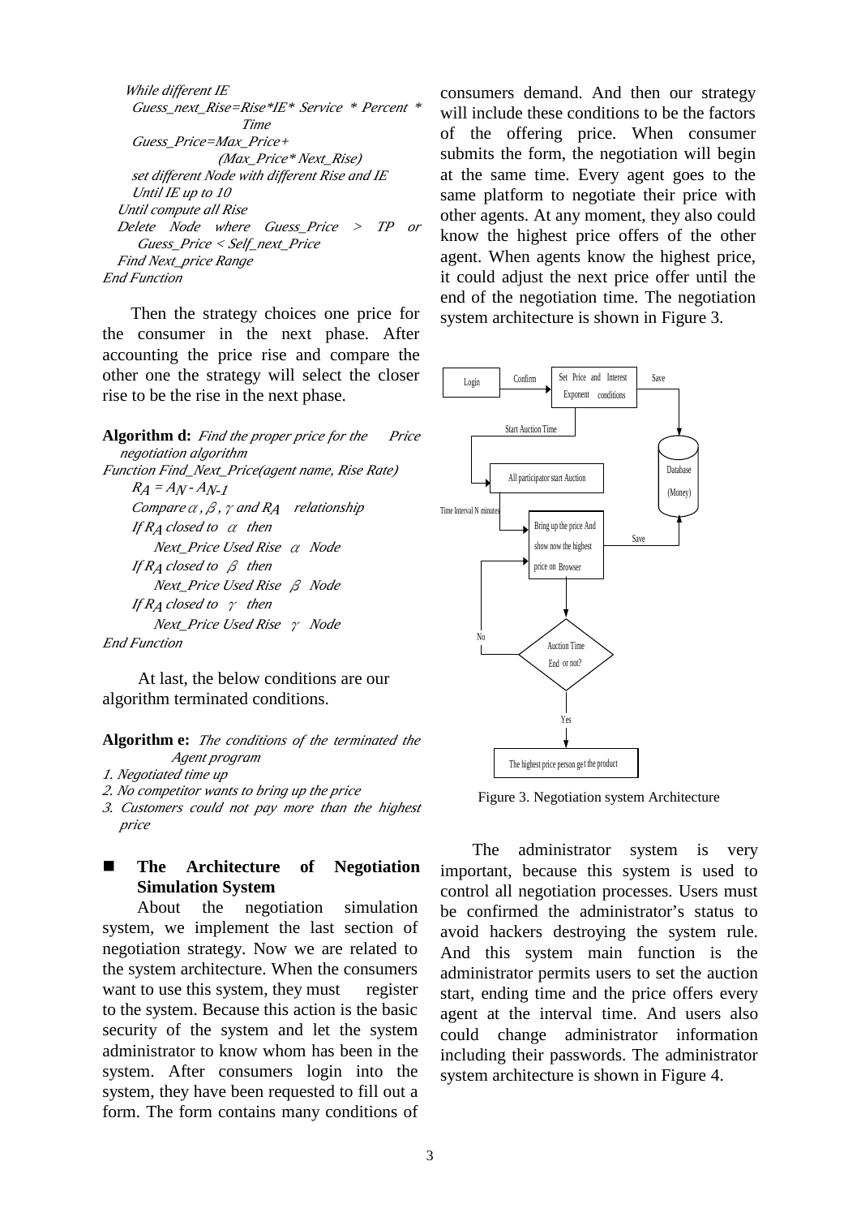```
    While different IE
      Guess_next_Rise=Rise*IE* Service * Percent *
                          Time
      Guess_Price=Max_Price+
                    (Max_Price* Next_Rise)
      set different Node with different Rise and IE
      Until IE up to 10
    Until compute all Rise
    Delete Node where Guess_Price > TP or
        Guess_Price < Self_next_Price
    Find Next_price Range
End Function
```

Then the strategy choices one price for the consumer in the next phase. After accounting the price rise and compare the other one the strategy will select the closer rise to be the rise in the next phase.

**Algorithm d:** *Find the proper price for the Price negotiation algorithm*

*Function Find_Next_Price(agent name, Rise Rate)*
*$R_A = A_N - A_{N-1}$*
*Compare $\alpha$, $\beta$, $\gamma$ and $R_A$ relationship*
*If $R_A$ closed to $\alpha$ then*
*Next_Price Used Rise $\alpha$ Node*
*If $R_A$ closed to $\beta$ then*
*Next_Price Used Rise $\beta$ Node*
*If $R_A$ closed to $\gamma$ then*
*Next_Price Used Rise $\gamma$ Node*
*End Function*

At last, the below conditions are our algorithm terminated conditions.

**Algorithm e:** *The conditions of the terminated the Agent program*

1. *Negotiated time up*
2. *No competitor wants to bring up the price*
3. *Customers could not pay more than the highest price*

## The Architecture of Negotiation Simulation System

About the negotiation simulation system, we implement the last section of negotiation strategy. Now we are related to the system architecture. When the consumers want to use this system, they must register to the system. Because this action is the basic security of the system and let the system administrator to know whom has been in the system. After consumers login into the system, they have been requested to fill out a form. The form contains many conditions of consumers demand. And then our strategy will include these conditions to be the factors of the offering price. When consumer submits the form, the negotiation will begin at the same time. Every agent goes to the same platform to negotiate their price with other agents. At any moment, they also could know the highest price offers of the other agent. When agents know the highest price, it could adjust the next price offer until the end of the negotiation time. The negotiation system architecture is shown in Figure 3.

Figure 3. Negotiation system Architecture

The administrator system is very important, because this system is used to control all negotiation processes. Users must be confirmed the administrator's status to avoid hackers destroying the system rule. And this system main function is the administrator permits users to set the auction start, ending time and the price offers every agent at the interval time. And users also could change administrator information including their passwords. The administrator system architecture is shown in Figure 4.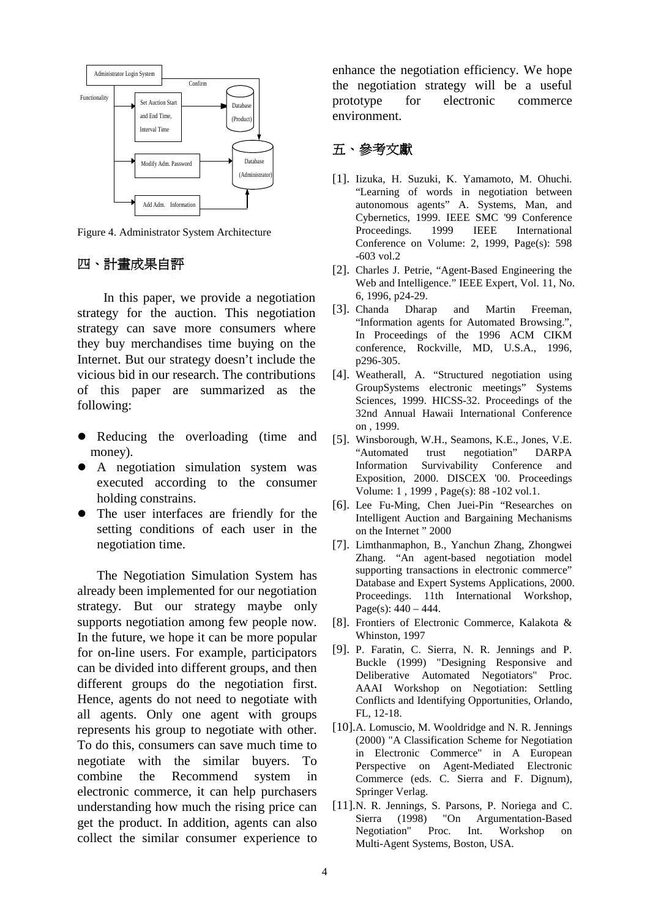Administrator Login System

Confirm

Functionality

Set Auction Start and End Time, Interval Time

Database (Product)

Modify Adm. Password

Database (Administrator)

Add Adm. Information

Figure 4. Administrator System Architecture

## 四、計畫成果自評

In this paper, we provide a negotiation strategy for the auction. This negotiation strategy can save more consumers where they buy merchandises time buying on the Internet. But our strategy doesn't include the vicious bid in our research. The contributions of this paper are summarized as the following:

- Reducing the overloading (time and money).
- A negotiation simulation system was executed according to the consumer holding constrains.
- The user interfaces are friendly for the setting conditions of each user in the negotiation time.

The Negotiation Simulation System has already been implemented for our negotiation strategy. But our strategy maybe only supports negotiation among few people now. In the future, we hope it can be more popular for on-line users. For example, participators can be divided into different groups, and then different groups do the negotiation first. Hence, agents do not need to negotiate with all agents. Only one agent with groups represents his group to negotiate with other. To do this, consumers can save much time to negotiate with the similar buyers. To combine the Recommend system in electronic commerce, it can help purchasers understanding how much the rising price can get the product. In addition, agents can also collect the similar consumer experience to enhance the negotiation efficiency. We hope the negotiation strategy will be a useful prototype for electronic commerce environment.

## 五、參考文獻

[1]. Iizuka, H. Suzuki, K. Yamamoto, M. Ohuchi. "Learning of words in negotiation between autonomous agents" A. Systems, Man, and Cybernetics, 1999. IEEE SMC '99 Conference Proceedings. 1999 IEEE International Conference on Volume: 2, 1999, Page(s): 598 -603 vol.2

[2]. Charles J. Petrie, "Agent-Based Engineering the Web and Intelligence." IEEE Expert, Vol. 11, No. 6, 1996, p24-29.

[3]. Chanda Dharap and Martin Freeman, "Information agents for Automated Browsing.", In Proceedings of the 1996 ACM CIKM conference, Rockville, MD, U.S.A., 1996, p296-305.

[4]. Weatherall, A. "Structured negotiation using GroupSystems electronic meetings" Systems Sciences, 1999. HICSS-32. Proceedings of the 32nd Annual Hawaii International Conference on , 1999.

[5]. Winsborough, W.H., Seamons, K.E., Jones, V.E. "Automated trust negotiation" DARPA Information Survivability Conference and Exposition, 2000. DISCEX '00. Proceedings Volume: 1 , 1999 , Page(s): 88 -102 vol.1.

[6]. Lee Fu-Ming, Chen Juei-Pin "Researches on Intelligent Auction and Bargaining Mechanisms on the Internet " 2000

[7]. Limthanmaphon, B., Yanchun Zhang, Zhongwei Zhang. "An agent-based negotiation model supporting transactions in electronic commerce" Database and Expert Systems Applications, 2000. Proceedings. 11th International Workshop, Page(s): 440 – 444.

[8]. Frontiers of Electronic Commerce, Kalakota & Whinston, 1997

[9]. P. Faratin, C. Sierra, N. R. Jennings and P. Buckle (1999) "Designing Responsive and Deliberative Automated Negotiators" Proc. AAAI Workshop on Negotiation: Settling Conflicts and Identifying Opportunities, Orlando, FL, 12-18.

[10].A. Lomuscio, M. Wooldridge and N. R. Jennings (2000) "A Classification Scheme for Negotiation in Electronic Commerce" in A European Perspective on Agent-Mediated Electronic Commerce (eds. C. Sierra and F. Dignum), Springer Verlag.

[11].N. R. Jennings, S. Parsons, P. Noriega and C. Sierra (1998) "On Argumentation-Based Negotiation" Proc. Int. Workshop on Multi-Agent Systems, Boston, USA.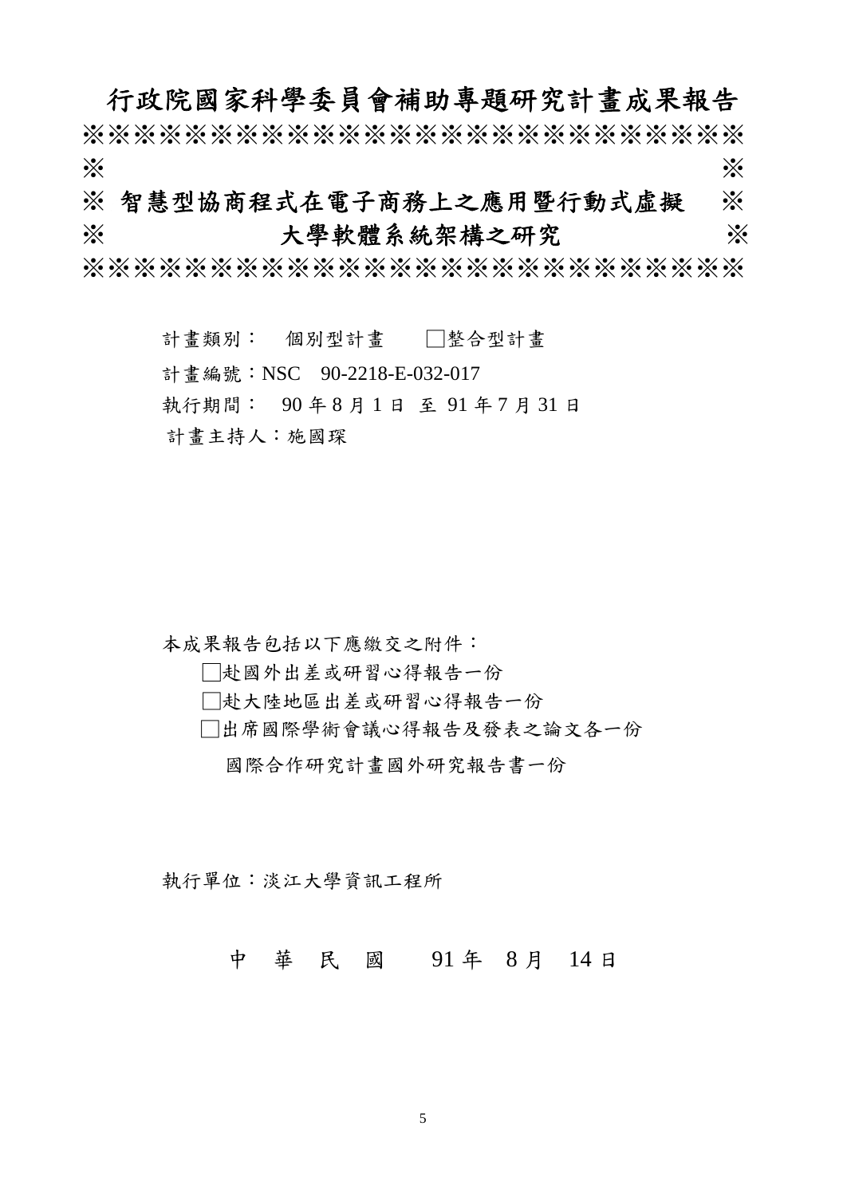# 行政院國家科學委員會補助專題研究計畫成果報告

※※※※※※※※※※※※※※※※※※※※※※※※※※※※※※
※　　　　　　　　　　　　　　　　　　　　　　　　　　　　※
※ 智慧型協商程式在電子商務上之應用暨行動式虛擬　※
※　　　　　　　大學軟體系統架構之研究　　　　　　　※
※※※※※※※※※※※※※※※※※※※※※※※※※※※※※※

計畫類別： 個別型計畫　□整合型計畫

計畫編號：NSC 90-2218-E-032-017

執行期間： 90 年 8 月 1 日 至 91 年 7 月 31 日

計畫主持人：施國琛

本成果報告包括以下應繳交之附件：

□赴國外出差或研習心得報告一份

□赴大陸地區出差或研習心得報告一份

□出席國際學術會議心得報告及發表之論文各一份

國際合作研究計畫國外研究報告書一份

執行單位：淡江大學資訊工程所

中 華 民 國　91 年　8 月　14 日